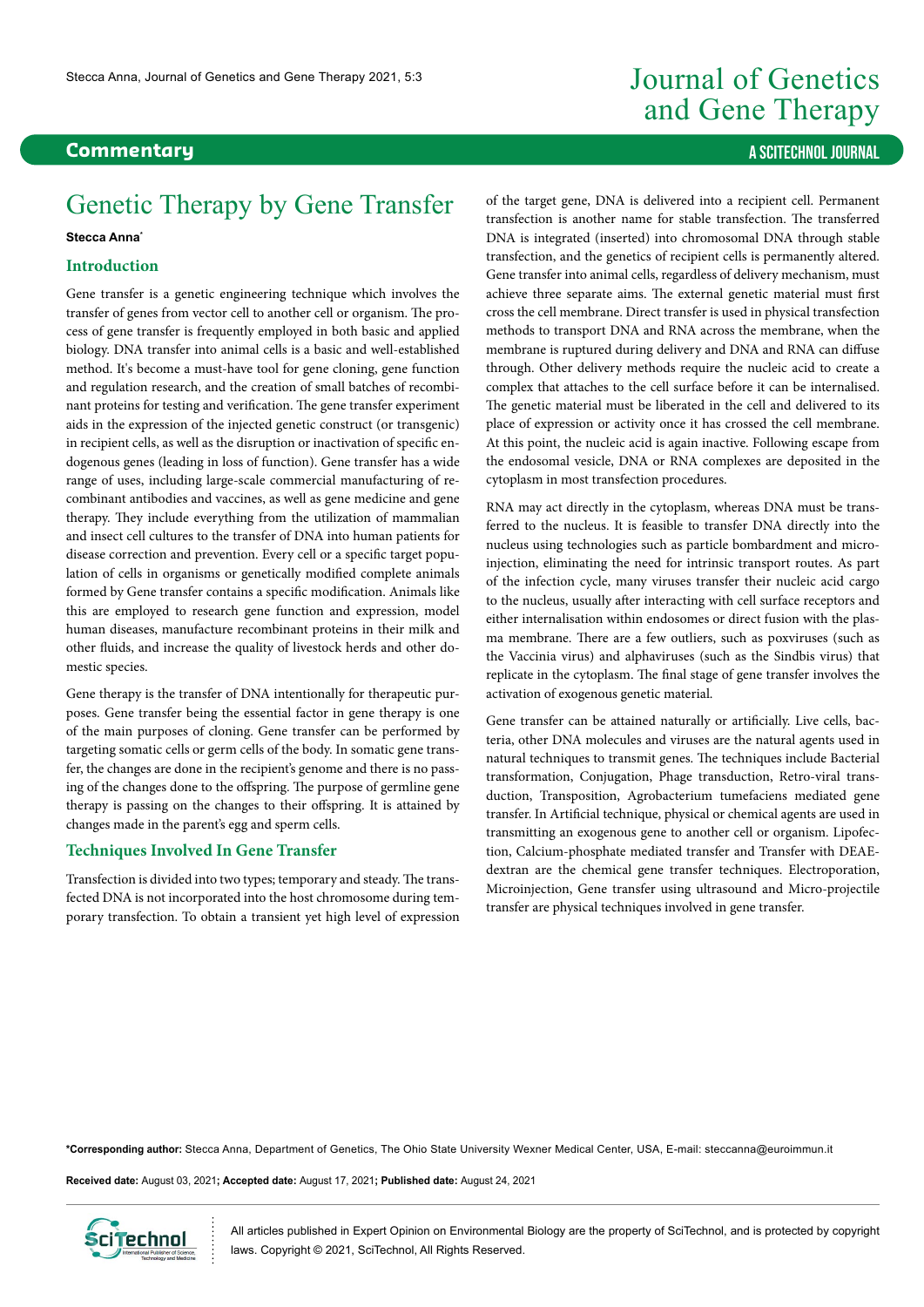**Commentary**

# Genetic Therapy by Gene Transfer

**Stecca Anna***

## Introduction

Gene transfer is a genetic engineering technique which involves the transfer of genes from vector cell to another cell or organism. The process of gene transfer is frequently employed in both basic and applied biology. DNA transfer into animal cells is a basic and well-established method. It's become a must-have tool for gene cloning, gene function and regulation research, and the creation of small batches of recombinant proteins for testing and verification. The gene transfer experiment aids in the expression of the injected genetic construct (or transgenic) in recipient cells, as well as the disruption or inactivation of specific endogenous genes (leading in loss of function). Gene transfer has a wide range of uses, including large-scale commercial manufacturing of recombinant antibodies and vaccines, as well as gene medicine and gene therapy. They include everything from the utilization of mammalian and insect cell cultures to the transfer of DNA into human patients for disease correction and prevention. Every cell or a specific target population of cells in organisms or genetically modified complete animals formed by Gene transfer contains a specific modification. Animals like this are employed to research gene function and expression, model human diseases, manufacture recombinant proteins in their milk and other fluids, and increase the quality of livestock herds and other domestic species.

Gene therapy is the transfer of DNA intentionally for therapeutic purposes. Gene transfer being the essential factor in gene therapy is one of the main purposes of cloning. Gene transfer can be performed by targeting somatic cells or germ cells of the body. In somatic gene transfer, the changes are done in the recipient's genome and there is no passing of the changes done to the offspring. The purpose of germline gene therapy is passing on the changes to their offspring. It is attained by changes made in the parent's egg and sperm cells.

## Techniques Involved In Gene Transfer

Transfection is divided into two types; temporary and steady. The transfected DNA is not incorporated into the host chromosome during temporary transfection. To obtain a transient yet high level of expression of the target gene, DNA is delivered into a recipient cell. Permanent transfection is another name for stable transfection. The transferred DNA is integrated (inserted) into chromosomal DNA through stable transfection, and the genetics of recipient cells is permanently altered. Gene transfer into animal cells, regardless of delivery mechanism, must achieve three separate aims. The external genetic material must first cross the cell membrane. Direct transfer is used in physical transfection methods to transport DNA and RNA across the membrane, when the membrane is ruptured during delivery and DNA and RNA can diffuse through. Other delivery methods require the nucleic acid to create a complex that attaches to the cell surface before it can be internalised. The genetic material must be liberated in the cell and delivered to its place of expression or activity once it has crossed the cell membrane. At this point, the nucleic acid is again inactive. Following escape from the endosomal vesicle, DNA or RNA complexes are deposited in the cytoplasm in most transfection procedures.

RNA may act directly in the cytoplasm, whereas DNA must be transferred to the nucleus. It is feasible to transfer DNA directly into the nucleus using technologies such as particle bombardment and microinjection, eliminating the need for intrinsic transport routes. As part of the infection cycle, many viruses transfer their nucleic acid cargo to the nucleus, usually after interacting with cell surface receptors and either internalisation within endosomes or direct fusion with the plasma membrane. There are a few outliers, such as poxviruses (such as the Vaccinia virus) and alphaviruses (such as the Sindbis virus) that replicate in the cytoplasm. The final stage of gene transfer involves the activation of exogenous genetic material.

Gene transfer can be attained naturally or artificially. Live cells, bacteria, other DNA molecules and viruses are the natural agents used in natural techniques to transmit genes. The techniques include Bacterial transformation, Conjugation, Phage transduction, Retro-viral transduction, Transposition, Agrobacterium tumefaciens mediated gene transfer. In Artificial technique, physical or chemical agents are used in transmitting an exogenous gene to another cell or organism. Lipofection, Calcium-phosphate mediated transfer and Transfer with DEAE-dextran are the chemical gene transfer techniques. Electroporation, Microinjection, Gene transfer using ultrasound and Micro-projectile transfer are physical techniques involved in gene transfer.

**\*Corresponding author:** Stecca Anna, Department of Genetics, The Ohio State University Wexner Medical Center, USA, E-mail: steccanna@euroimmun.it

**Received date:** August 03, 2021**; Accepted date:** August 17, 2021**; Published date:** August 24, 2021

All articles published in Expert Opinion on Environmental Biology are the property of SciTechnol, and is protected by copyright laws. Copyright © 2021, SciTechnol, All Rights Reserved.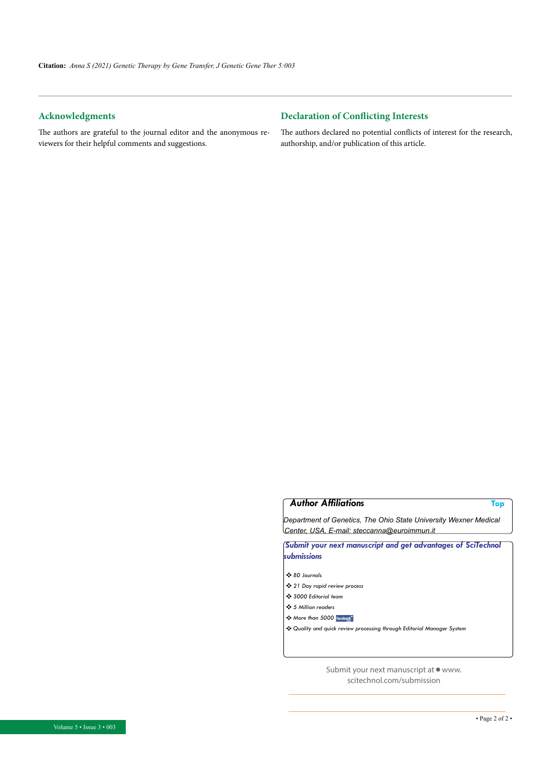Citation: *Anna S (2021) Genetic Therapy by Gene Transfer, J Genetic Gene Ther 5:003*

## Acknowledgments

The authors are grateful to the journal editor and the anonymous reviewers for their helpful comments and suggestions.

## Declaration of Conflicting Interests

The authors declared no potential conflicts of interest for the research, authorship, and/or publication of this article.

### Author Affiliations

Top

*Department of Genetics, The Ohio State University Wexner Medical Center, USA, E-mail: steccanna@euroimmun.it*

***Submit your next manuscript and get advantages of SciTechnol submissions***

- ❖ *80 Journals*
- ❖ *21 Day rapid review process*
- ❖ *3000 Editorial team*
- ❖ *5 Million readers*
- ❖ *More than 5000 facebook*
- ❖ *Quality and quick review processing through Editorial Manager System*

Submit your next manuscript at ● www.scitechnol.com/submission